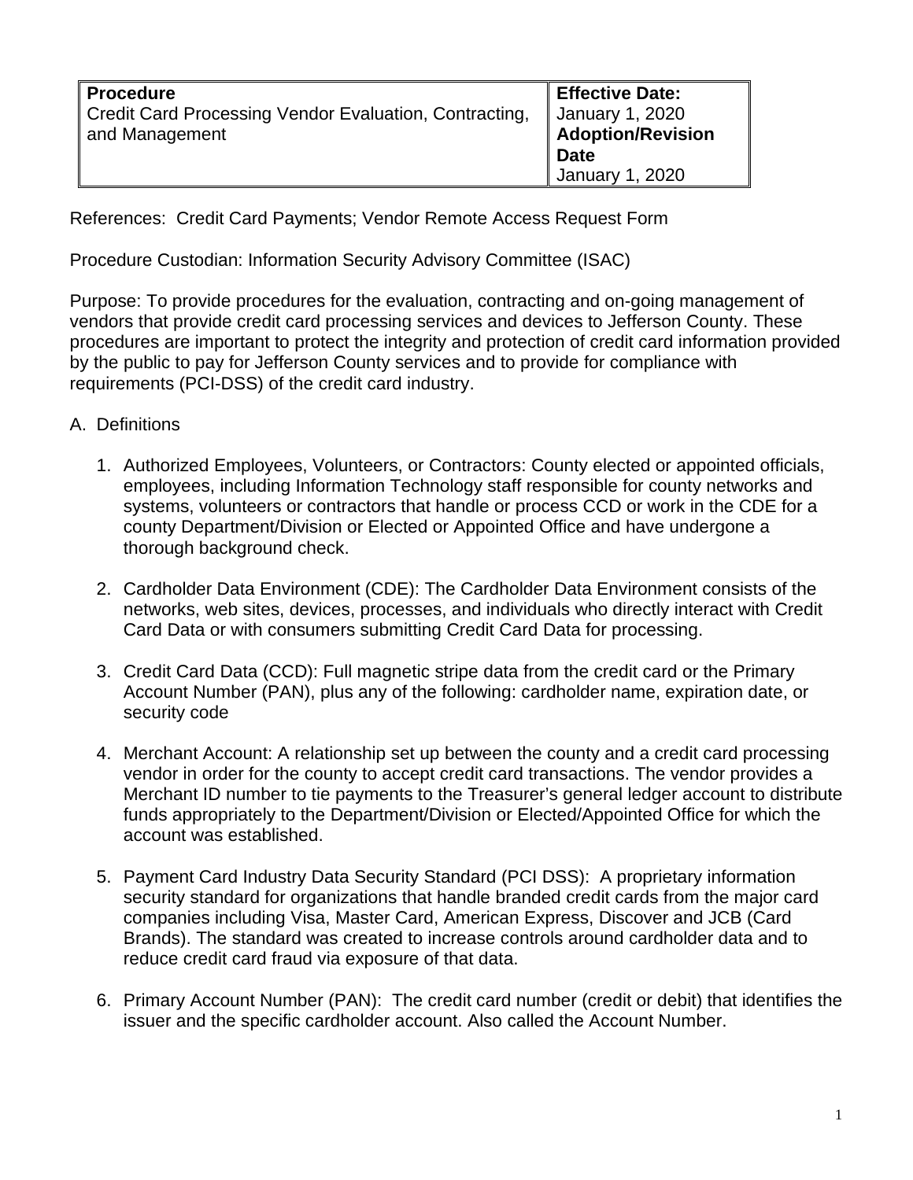| **Procedure** Credit Card Processing Vendor Evaluation, Contracting, and Management | **Effective Date:** January 1, 2020 **Adoption/Revision Date** January 1, 2020 |
|---|---|

References: Credit Card Payments; Vendor Remote Access Request Form

Procedure Custodian: Information Security Advisory Committee (ISAC)

Purpose: To provide procedures for the evaluation, contracting and on-going management of vendors that provide credit card processing services and devices to Jefferson County. These procedures are important to protect the integrity and protection of credit card information provided by the public to pay for Jefferson County services and to provide for compliance with requirements (PCI-DSS) of the credit card industry.

A. Definitions

1. Authorized Employees, Volunteers, or Contractors: County elected or appointed officials, employees, including Information Technology staff responsible for county networks and systems, volunteers or contractors that handle or process CCD or work in the CDE for a county Department/Division or Elected or Appointed Office and have undergone a thorough background check.

2. Cardholder Data Environment (CDE): The Cardholder Data Environment consists of the networks, web sites, devices, processes, and individuals who directly interact with Credit Card Data or with consumers submitting Credit Card Data for processing.

3. Credit Card Data (CCD): Full magnetic stripe data from the credit card or the Primary Account Number (PAN), plus any of the following: cardholder name, expiration date, or security code

4. Merchant Account: A relationship set up between the county and a credit card processing vendor in order for the county to accept credit card transactions. The vendor provides a Merchant ID number to tie payments to the Treasurer's general ledger account to distribute funds appropriately to the Department/Division or Elected/Appointed Office for which the account was established.

5. Payment Card Industry Data Security Standard (PCI DSS): A proprietary information security standard for organizations that handle branded credit cards from the major card companies including Visa, Master Card, American Express, Discover and JCB (Card Brands). The standard was created to increase controls around cardholder data and to reduce credit card fraud via exposure of that data.

6. Primary Account Number (PAN): The credit card number (credit or debit) that identifies the issuer and the specific cardholder account. Also called the Account Number.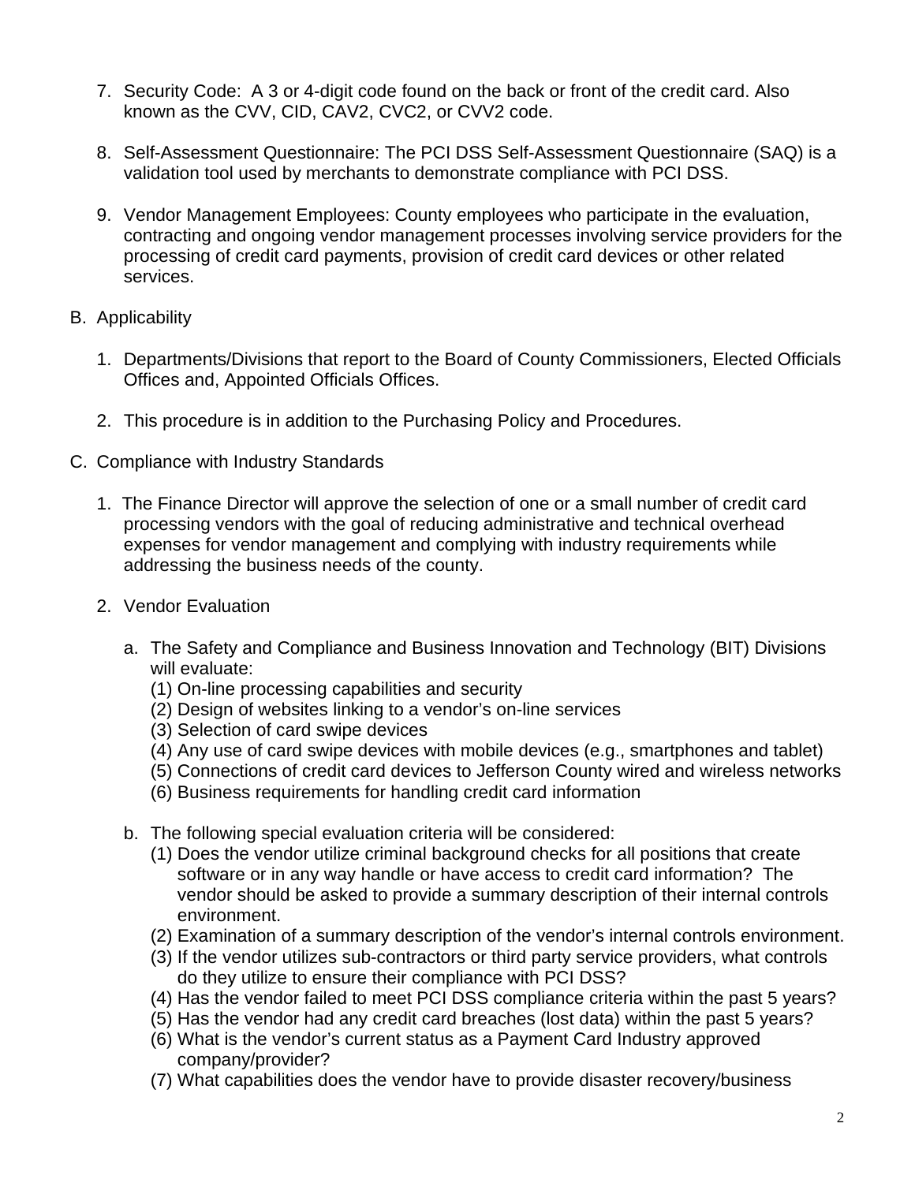7. Security Code: A 3 or 4-digit code found on the back or front of the credit card. Also known as the CVV, CID, CAV2, CVC2, or CVV2 code.

8. Self-Assessment Questionnaire: The PCI DSS Self-Assessment Questionnaire (SAQ) is a validation tool used by merchants to demonstrate compliance with PCI DSS.

9. Vendor Management Employees: County employees who participate in the evaluation, contracting and ongoing vendor management processes involving service providers for the processing of credit card payments, provision of credit card devices or other related services.

B. Applicability

1. Departments/Divisions that report to the Board of County Commissioners, Elected Officials Offices and, Appointed Officials Offices.

2. This procedure is in addition to the Purchasing Policy and Procedures.

C. Compliance with Industry Standards

1. The Finance Director will approve the selection of one or a small number of credit card processing vendors with the goal of reducing administrative and technical overhead expenses for vendor management and complying with industry requirements while addressing the business needs of the county.

2. Vendor Evaluation

   a. The Safety and Compliance and Business Innovation and Technology (BIT) Divisions will evaluate:
      (1) On-line processing capabilities and security
      (2) Design of websites linking to a vendor's on-line services
      (3) Selection of card swipe devices
      (4) Any use of card swipe devices with mobile devices (e.g., smartphones and tablet)
      (5) Connections of credit card devices to Jefferson County wired and wireless networks
      (6) Business requirements for handling credit card information

   b. The following special evaluation criteria will be considered:
      (1) Does the vendor utilize criminal background checks for all positions that create software or in any way handle or have access to credit card information? The vendor should be asked to provide a summary description of their internal controls environment.
      (2) Examination of a summary description of the vendor's internal controls environment.
      (3) If the vendor utilizes sub-contractors or third party service providers, what controls do they utilize to ensure their compliance with PCI DSS?
      (4) Has the vendor failed to meet PCI DSS compliance criteria within the past 5 years?
      (5) Has the vendor had any credit card breaches (lost data) within the past 5 years?
      (6) What is the vendor's current status as a Payment Card Industry approved company/provider?
      (7) What capabilities does the vendor have to provide disaster recovery/business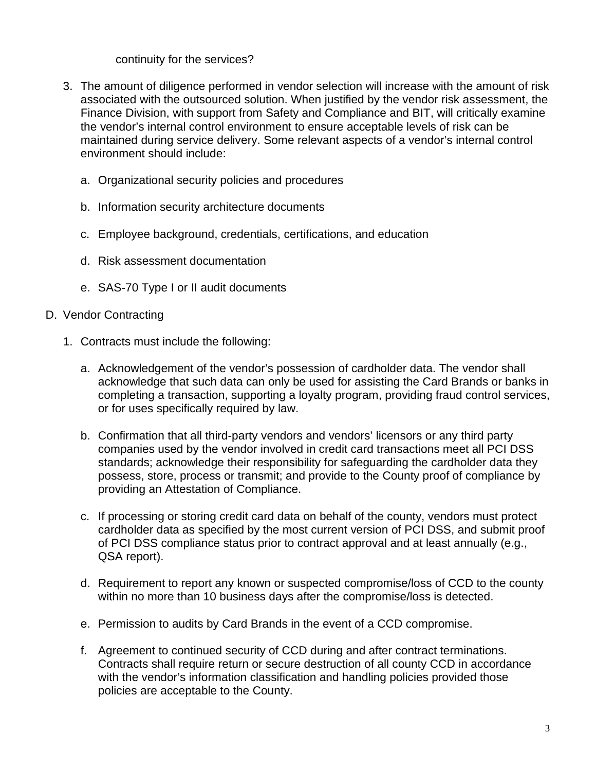continuity for the services?

3. The amount of diligence performed in vendor selection will increase with the amount of risk associated with the outsourced solution. When justified by the vendor risk assessment, the Finance Division, with support from Safety and Compliance and BIT, will critically examine the vendor's internal control environment to ensure acceptable levels of risk can be maintained during service delivery. Some relevant aspects of a vendor's internal control environment should include:

   a. Organizational security policies and procedures

   b. Information security architecture documents

   c. Employee background, credentials, certifications, and education

   d. Risk assessment documentation

   e. SAS-70 Type I or II audit documents

D. Vendor Contracting

1. Contracts must include the following:

   a. Acknowledgement of the vendor's possession of cardholder data. The vendor shall acknowledge that such data can only be used for assisting the Card Brands or banks in completing a transaction, supporting a loyalty program, providing fraud control services, or for uses specifically required by law.

   b. Confirmation that all third-party vendors and vendors' licensors or any third party companies used by the vendor involved in credit card transactions meet all PCI DSS standards; acknowledge their responsibility for safeguarding the cardholder data they possess, store, process or transmit; and provide to the County proof of compliance by providing an Attestation of Compliance.

   c. If processing or storing credit card data on behalf of the county, vendors must protect cardholder data as specified by the most current version of PCI DSS, and submit proof of PCI DSS compliance status prior to contract approval and at least annually (e.g., QSA report).

   d. Requirement to report any known or suspected compromise/loss of CCD to the county within no more than 10 business days after the compromise/loss is detected.

   e. Permission to audits by Card Brands in the event of a CCD compromise.

   f. Agreement to continued security of CCD during and after contract terminations. Contracts shall require return or secure destruction of all county CCD in accordance with the vendor's information classification and handling policies provided those policies are acceptable to the County.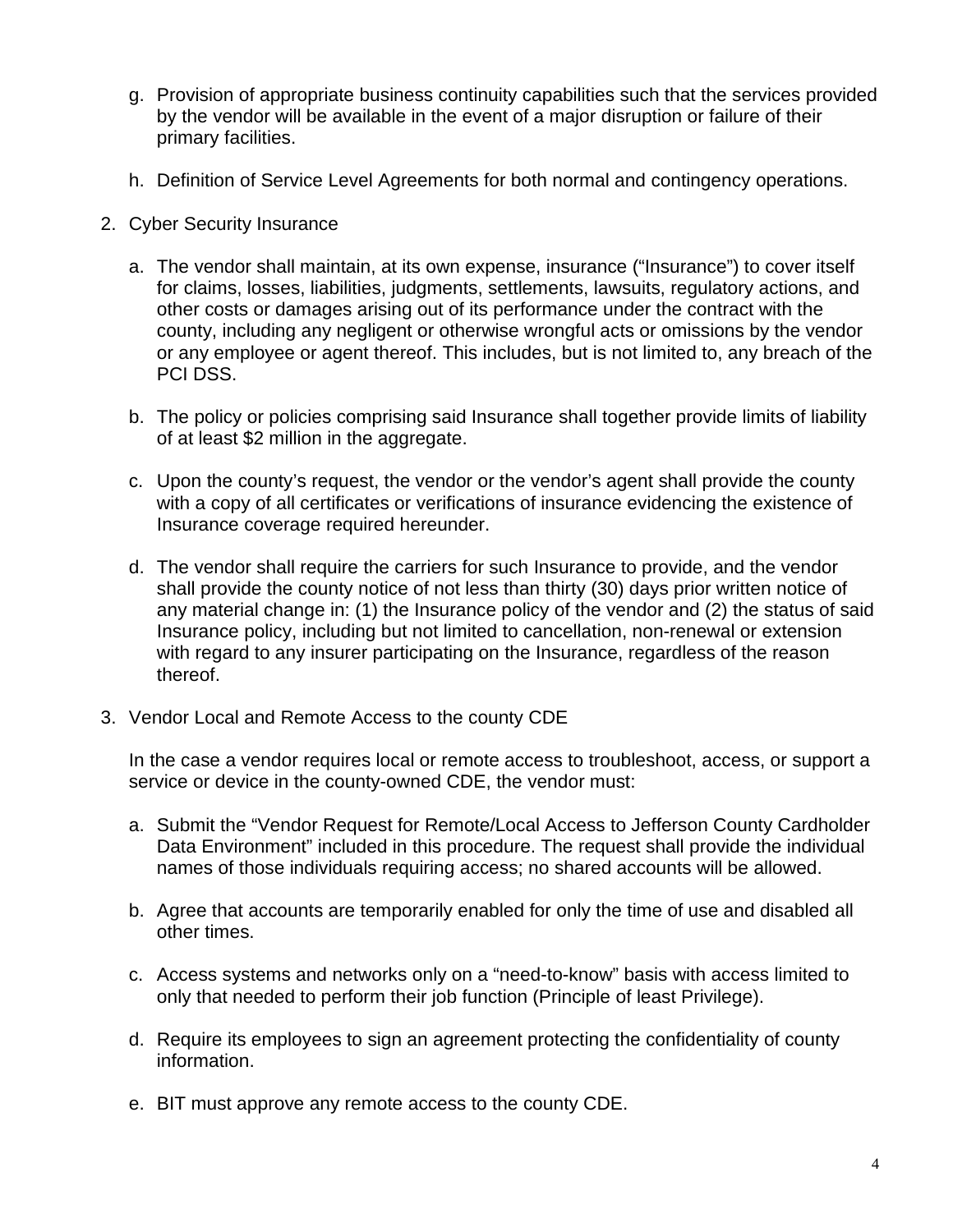g. Provision of appropriate business continuity capabilities such that the services provided by the vendor will be available in the event of a major disruption or failure of their primary facilities.

h. Definition of Service Level Agreements for both normal and contingency operations.

2. Cyber Security Insurance

   a. The vendor shall maintain, at its own expense, insurance ("Insurance") to cover itself for claims, losses, liabilities, judgments, settlements, lawsuits, regulatory actions, and other costs or damages arising out of its performance under the contract with the county, including any negligent or otherwise wrongful acts or omissions by the vendor or any employee or agent thereof. This includes, but is not limited to, any breach of the PCI DSS.

   b. The policy or policies comprising said Insurance shall together provide limits of liability of at least $2 million in the aggregate.

   c. Upon the county's request, the vendor or the vendor's agent shall provide the county with a copy of all certificates or verifications of insurance evidencing the existence of Insurance coverage required hereunder.

   d. The vendor shall require the carriers for such Insurance to provide, and the vendor shall provide the county notice of not less than thirty (30) days prior written notice of any material change in: (1) the Insurance policy of the vendor and (2) the status of said Insurance policy, including but not limited to cancellation, non-renewal or extension with regard to any insurer participating on the Insurance, regardless of the reason thereof.

3. Vendor Local and Remote Access to the county CDE

   In the case a vendor requires local or remote access to troubleshoot, access, or support a service or device in the county-owned CDE, the vendor must:

   a. Submit the "Vendor Request for Remote/Local Access to Jefferson County Cardholder Data Environment" included in this procedure. The request shall provide the individual names of those individuals requiring access; no shared accounts will be allowed.

   b. Agree that accounts are temporarily enabled for only the time of use and disabled all other times.

   c. Access systems and networks only on a "need-to-know" basis with access limited to only that needed to perform their job function (Principle of least Privilege).

   d. Require its employees to sign an agreement protecting the confidentiality of county information.

   e. BIT must approve any remote access to the county CDE.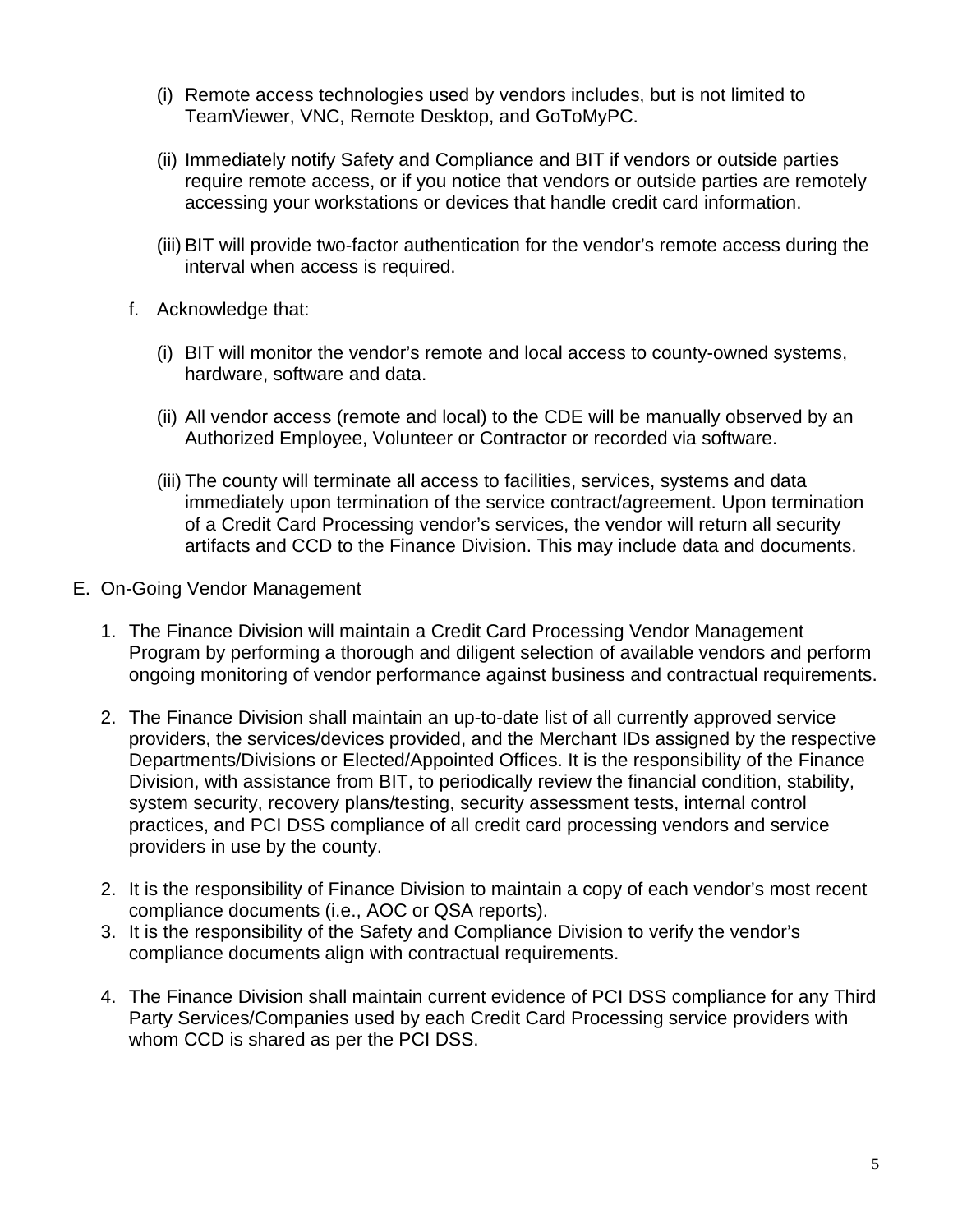(i) Remote access technologies used by vendors includes, but is not limited to TeamViewer, VNC, Remote Desktop, and GoToMyPC.

(ii) Immediately notify Safety and Compliance and BIT if vendors or outside parties require remote access, or if you notice that vendors or outside parties are remotely accessing your workstations or devices that handle credit card information.

(iii) BIT will provide two-factor authentication for the vendor's remote access during the interval when access is required.

f. Acknowledge that:

(i) BIT will monitor the vendor's remote and local access to county-owned systems, hardware, software and data.

(ii) All vendor access (remote and local) to the CDE will be manually observed by an Authorized Employee, Volunteer or Contractor or recorded via software.

(iii) The county will terminate all access to facilities, services, systems and data immediately upon termination of the service contract/agreement. Upon termination of a Credit Card Processing vendor's services, the vendor will return all security artifacts and CCD to the Finance Division. This may include data and documents.

E. On-Going Vendor Management

1. The Finance Division will maintain a Credit Card Processing Vendor Management Program by performing a thorough and diligent selection of available vendors and perform ongoing monitoring of vendor performance against business and contractual requirements.

2. The Finance Division shall maintain an up-to-date list of all currently approved service providers, the services/devices provided, and the Merchant IDs assigned by the respective Departments/Divisions or Elected/Appointed Offices. It is the responsibility of the Finance Division, with assistance from BIT, to periodically review the financial condition, stability, system security, recovery plans/testing, security assessment tests, internal control practices, and PCI DSS compliance of all credit card processing vendors and service providers in use by the county.

2. It is the responsibility of Finance Division to maintain a copy of each vendor's most recent compliance documents (i.e., AOC or QSA reports).

3. It is the responsibility of the Safety and Compliance Division to verify the vendor's compliance documents align with contractual requirements.

4. The Finance Division shall maintain current evidence of PCI DSS compliance for any Third Party Services/Companies used by each Credit Card Processing service providers with whom CCD is shared as per the PCI DSS.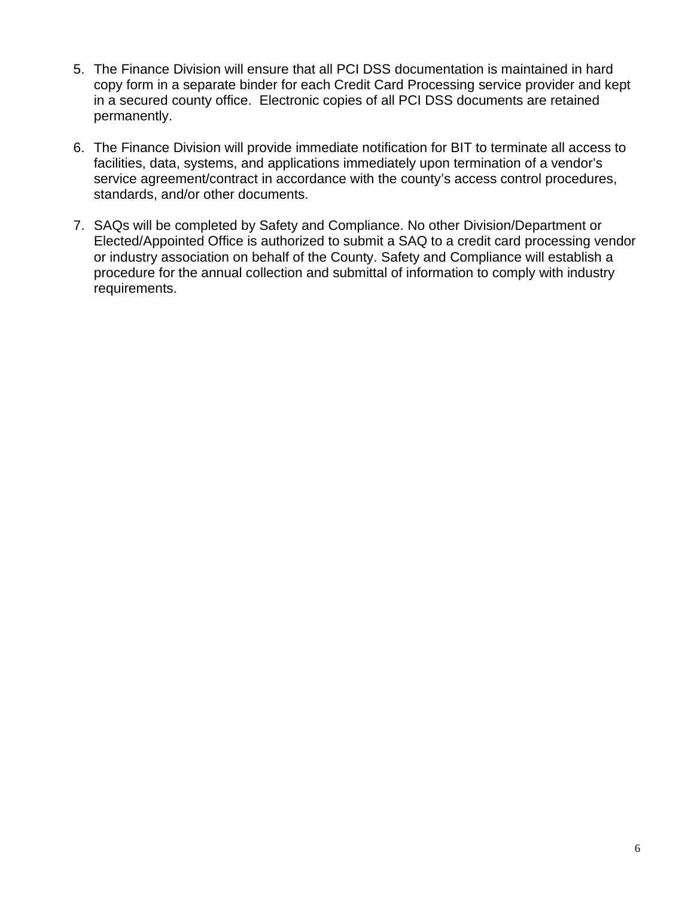5. The Finance Division will ensure that all PCI DSS documentation is maintained in hard copy form in a separate binder for each Credit Card Processing service provider and kept in a secured county office.  Electronic copies of all PCI DSS documents are retained permanently.

6. The Finance Division will provide immediate notification for BIT to terminate all access to facilities, data, systems, and applications immediately upon termination of a vendor's service agreement/contract in accordance with the county's access control procedures, standards, and/or other documents.

7. SAQs will be completed by Safety and Compliance. No other Division/Department or Elected/Appointed Office is authorized to submit a SAQ to a credit card processing vendor or industry association on behalf of the County. Safety and Compliance will establish a procedure for the annual collection and submittal of information to comply with industry requirements.